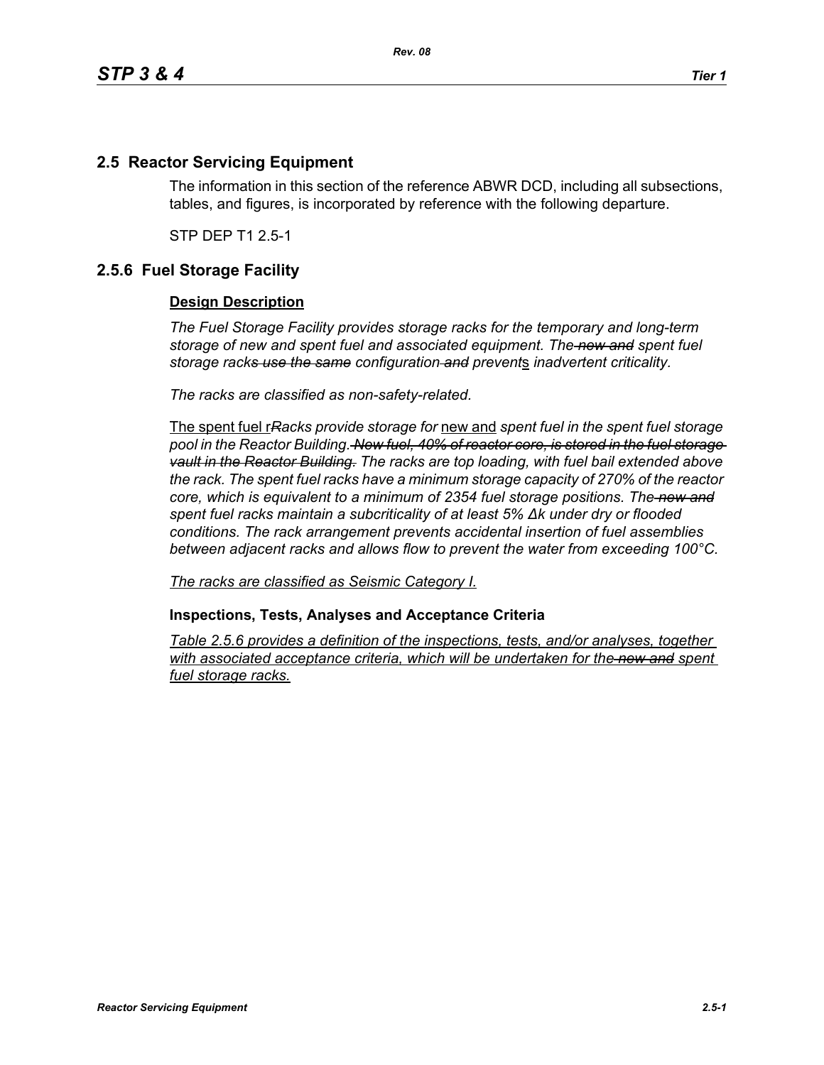## 2.5 Reactor Servicing Equipment

The information in this section of the reference ABWR DCD, including all subsections, tables, and figures, is incorporated by reference with the following departure.

STP DEP T1 2.5-1

## 2.5.6 Fuel Storage Facility

**Design Description**

*The Fuel Storage Facility provides storage racks for the temporary and long-term storage of new and spent fuel and associated equipment. The ~~new and~~ spent fuel storage rack~~s use the same~~ configuration ~~and~~ prevents inadvertent criticality.*

*The racks are classified as non-safety-related.*

The spent fuel r~~*R*~~*acks provide storage for* new and *spent fuel in the spent fuel storage pool in the Reactor Building.* ~~*New fuel, 40% of reactor core, is stored in the fuel storage vault in the Reactor Building.*~~ *The racks are top loading, with fuel bail extended above the rack. The spent fuel racks have a minimum storage capacity of 270% of the reactor core, which is equivalent to a minimum of 2354 fuel storage positions. The ~~new and~~ spent fuel racks maintain a subcriticality of at least 5% Δk under dry or flooded conditions. The rack arrangement prevents accidental insertion of fuel assemblies between adjacent racks and allows flow to prevent the water from exceeding 100°C.*

*The racks are classified as Seismic Category I.*

**Inspections, Tests, Analyses and Acceptance Criteria**

*Table 2.5.6 provides a definition of the inspections, tests, and/or analyses, together with associated acceptance criteria, which will be undertaken for the ~~new and~~ spent fuel storage racks.*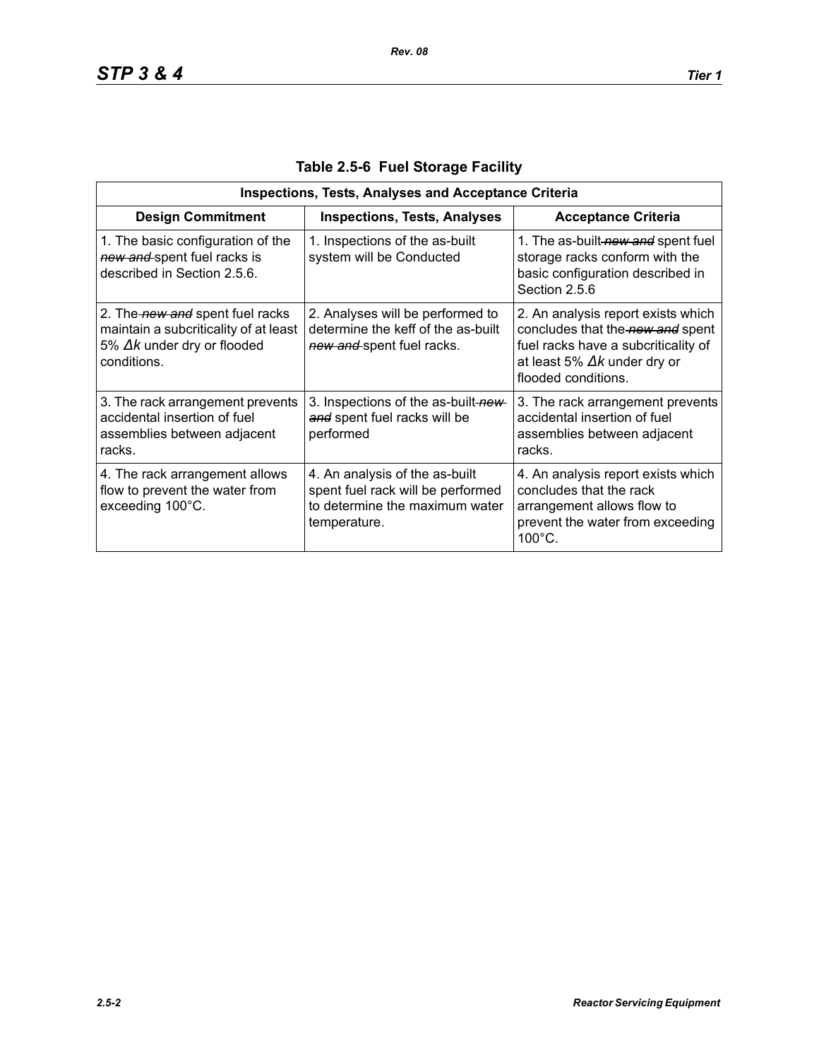## Table 2.5-6 Fuel Storage Facility

| Inspections, Tests, Analyses and Acceptance Criteria | | |
|---|---|---|
| **Design Commitment** | **Inspections, Tests, Analyses** | **Acceptance Criteria** |
| 1. The basic configuration of the ~~new and~~ spent fuel racks is described in Section 2.5.6. | 1. Inspections of the as-built system will be Conducted | 1. The as-built ~~new and~~ spent fuel storage racks conform with the basic configuration described in Section 2.5.6 |
| 2. The ~~new and~~ spent fuel racks maintain a subcriticality of at least 5% $\Delta k$ under dry or flooded conditions. | 2. Analyses will be performed to determine the keff of the as-built ~~new and~~ spent fuel racks. | 2. An analysis report exists which concludes that the ~~new and~~ spent fuel racks have a subcriticality of at least 5% $\Delta k$ under dry or flooded conditions. |
| 3. The rack arrangement prevents accidental insertion of fuel assemblies between adjacent racks. | 3. Inspections of the as-built ~~new and~~ spent fuel racks will be performed | 3. The rack arrangement prevents accidental insertion of fuel assemblies between adjacent racks. |
| 4. The rack arrangement allows flow to prevent the water from exceeding 100°C. | 4. An analysis of the as-built spent fuel rack will be performed to determine the maximum water temperature. | 4. An analysis report exists which concludes that the rack arrangement allows flow to prevent the water from exceeding 100°C. |